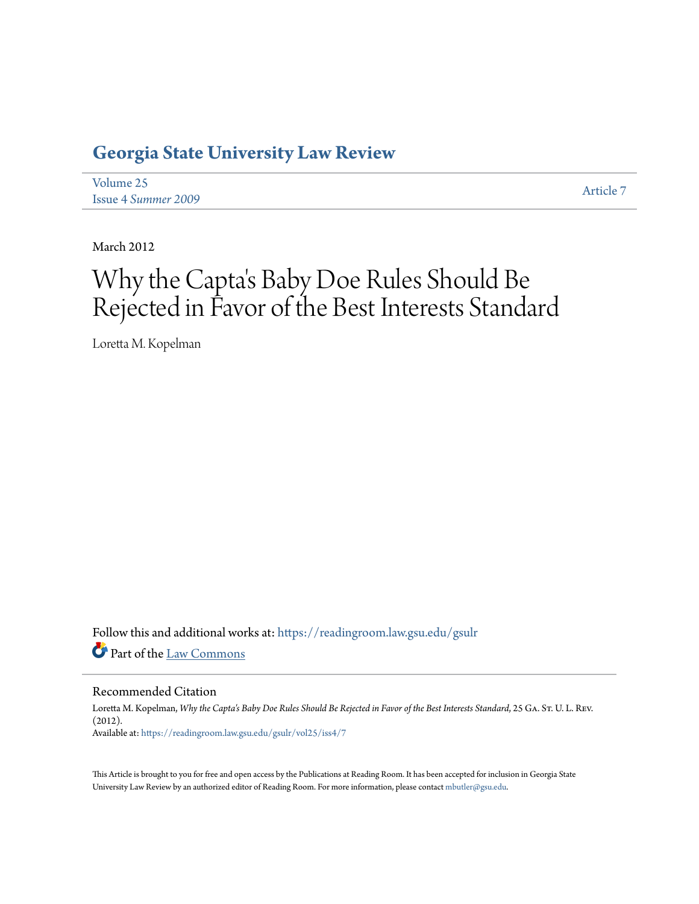# Georgia State University Law Review

Volume 25
Issue 4 *Summer 2009*

Article 7

March 2012

# Why the Capta's Baby Doe Rules Should Be Rejected in Favor of the Best Interests Standard

Loretta M. Kopelman

Follow this and additional works at: https://readingroom.law.gsu.edu/gsulr

Part of the Law Commons

## Recommended Citation

Loretta M. Kopelman, *Why the Capta's Baby Doe Rules Should Be Rejected in Favor of the Best Interests Standard*, 25 Ga. St. U. L. Rev. (2012).
Available at: https://readingroom.law.gsu.edu/gsulr/vol25/iss4/7

This Article is brought to you for free and open access by the Publications at Reading Room. It has been accepted for inclusion in Georgia State University Law Review by an authorized editor of Reading Room. For more information, please contact mbutler@gsu.edu.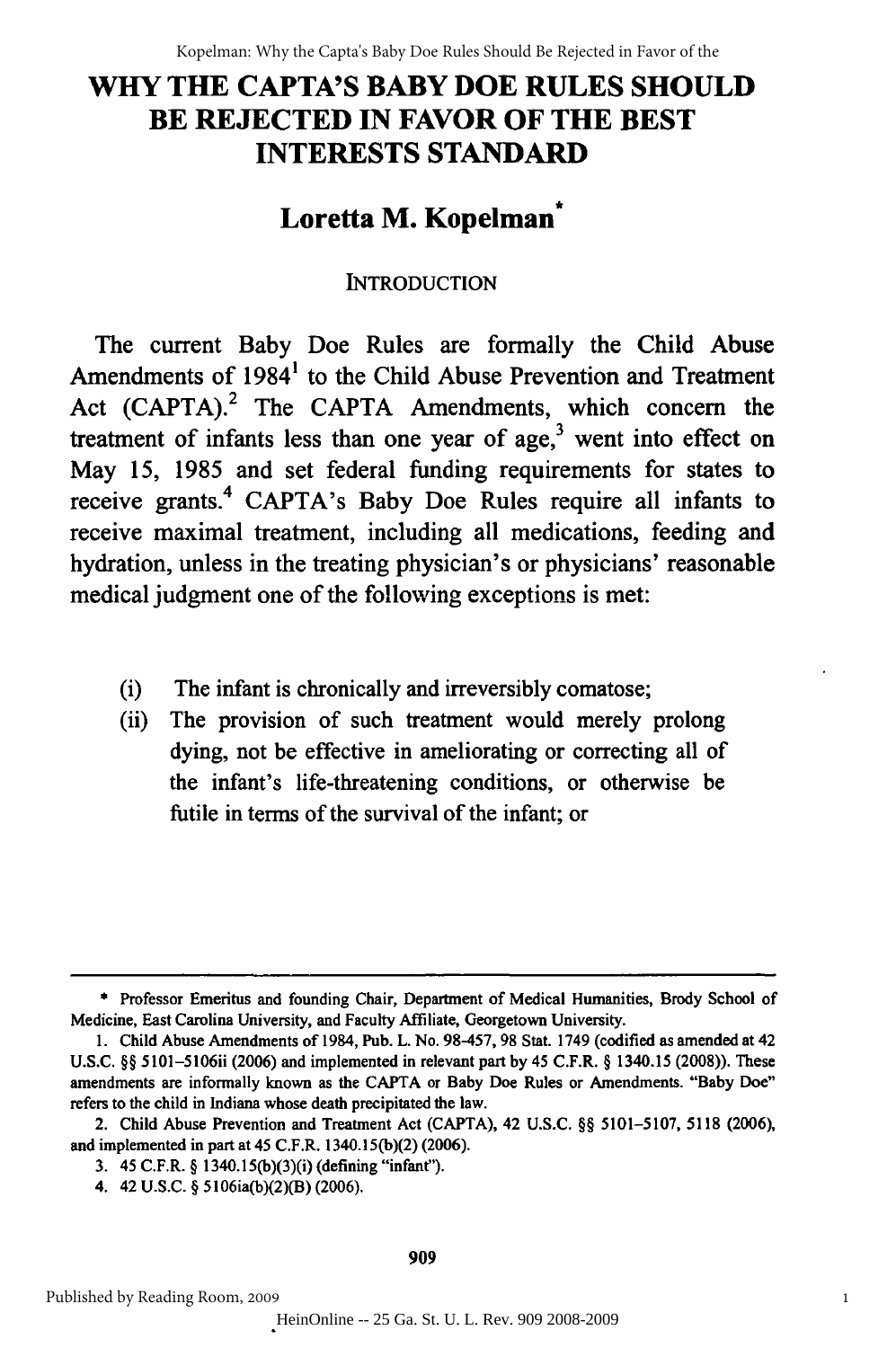# WHY THE CAPTA'S BABY DOE RULES SHOULD BE REJECTED IN FAVOR OF THE BEST INTERESTS STANDARD

## Loretta M. Kopelman*

### INTRODUCTION

The current Baby Doe Rules are formally the Child Abuse Amendments of 1984[1] to the Child Abuse Prevention and Treatment Act (CAPTA).[2] The CAPTA Amendments, which concern the treatment of infants less than one year of age,[3] went into effect on May 15, 1985 and set federal funding requirements for states to receive grants.[4] CAPTA's Baby Doe Rules require all infants to receive maximal treatment, including all medications, feeding and hydration, unless in the treating physician's or physicians' reasonable medical judgment one of the following exceptions is met:

(i) The infant is chronically and irreversibly comatose;

(ii) The provision of such treatment would merely prolong dying, not be effective in ameliorating or correcting all of the infant's life-threatening conditions, or otherwise be futile in terms of the survival of the infant; or

---

\* Professor Emeritus and founding Chair, Department of Medical Humanities, Brody School of Medicine, East Carolina University, and Faculty Affiliate, Georgetown University.

1. Child Abuse Amendments of 1984, Pub. L. No. 98-457, 98 Stat. 1749 (codified as amended at 42 U.S.C. §§ 5101–5106ii (2006) and implemented in relevant part by 45 C.F.R. § 1340.15 (2008)). These amendments are informally known as the CAPTA or Baby Doe Rules or Amendments. "Baby Doe" refers to the child in Indiana whose death precipitated the law.

2. Child Abuse Prevention and Treatment Act (CAPTA), 42 U.S.C. §§ 5101–5107, 5118 (2006), and implemented in part at 45 C.F.R. 1340.15(b)(2) (2006).

3. 45 C.F.R. § 1340.15(b)(3)(i) (defining "infant").

4. 42 U.S.C. § 5106ia(b)(2)(B) (2006).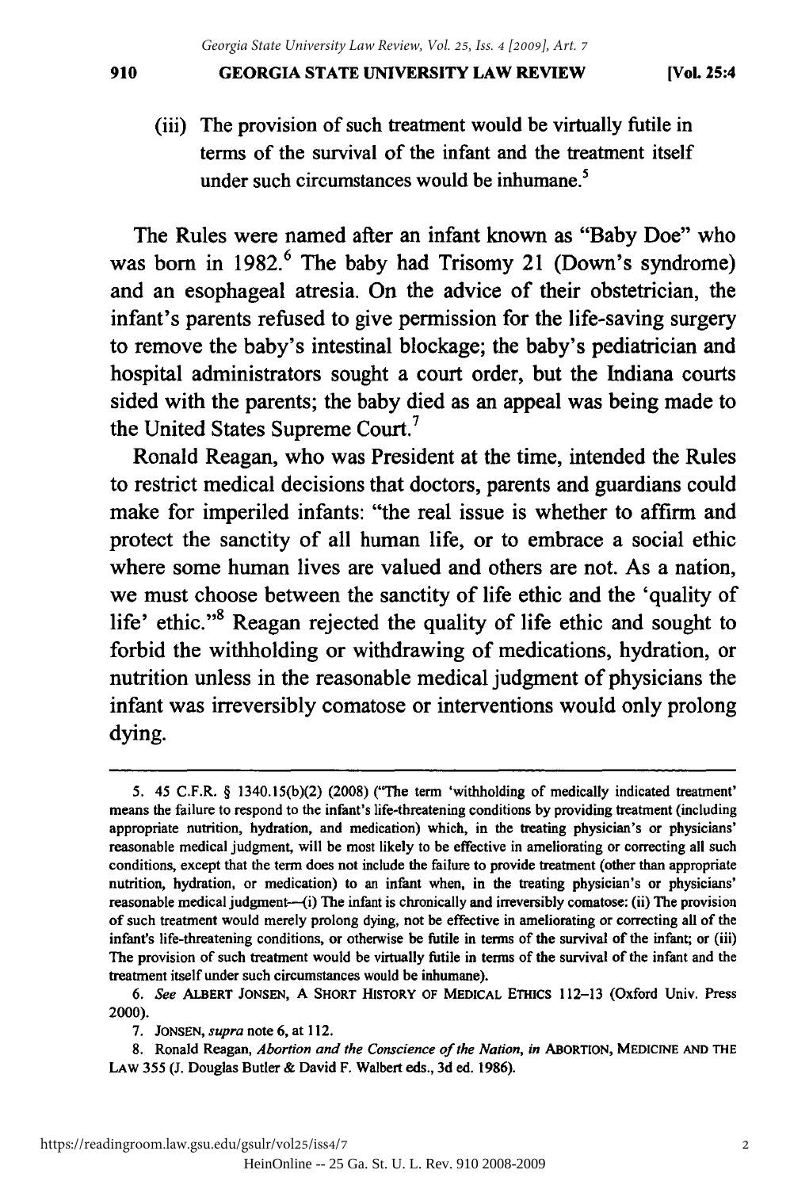(iii) The provision of such treatment would be virtually futile in terms of the survival of the infant and the treatment itself under such circumstances would be inhumane.[5]

The Rules were named after an infant known as "Baby Doe" who was born in 1982.[6] The baby had Trisomy 21 (Down's syndrome) and an esophageal atresia. On the advice of their obstetrician, the infant's parents refused to give permission for the life-saving surgery to remove the baby's intestinal blockage; the baby's pediatrician and hospital administrators sought a court order, but the Indiana courts sided with the parents; the baby died as an appeal was being made to the United States Supreme Court.[7]

Ronald Reagan, who was President at the time, intended the Rules to restrict medical decisions that doctors, parents and guardians could make for imperiled infants: "the real issue is whether to affirm and protect the sanctity of all human life, or to embrace a social ethic where some human lives are valued and others are not. As a nation, we must choose between the sanctity of life ethic and the 'quality of life' ethic."[8] Reagan rejected the quality of life ethic and sought to forbid the withholding or withdrawing of medications, hydration, or nutrition unless in the reasonable medical judgment of physicians the infant was irreversibly comatose or interventions would only prolong dying.

---

5. 45 C.F.R. § 1340.15(b)(2) (2008) ("The term 'withholding of medically indicated treatment' means the failure to respond to the infant's life-threatening conditions by providing treatment (including appropriate nutrition, hydration, and medication) which, in the treating physician's or physicians' reasonable medical judgment, will be most likely to be effective in ameliorating or correcting all such conditions, except that the term does not include the failure to provide treatment (other than appropriate nutrition, hydration, or medication) to an infant when, in the treating physician's or physicians' reasonable medical judgment—(i) The infant is chronically and irreversibly comatose: (ii) The provision of such treatment would merely prolong dying, not be effective in ameliorating or correcting all of the infant's life-threatening conditions, or otherwise be futile in terms of the survival of the infant; or (iii) The provision of such treatment would be virtually futile in terms of the survival of the infant and the treatment itself under such circumstances would be inhumane).

6. *See* ALBERT JONSEN, A SHORT HISTORY OF MEDICAL ETHICS 112–13 (Oxford Univ. Press 2000).

7. JONSEN, *supra* note 6, at 112.

8. Ronald Reagan, *Abortion and the Conscience of the Nation*, *in* ABORTION, MEDICINE AND THE LAW 355 (J. Douglas Butler & David F. Walbert eds., 3d ed. 1986).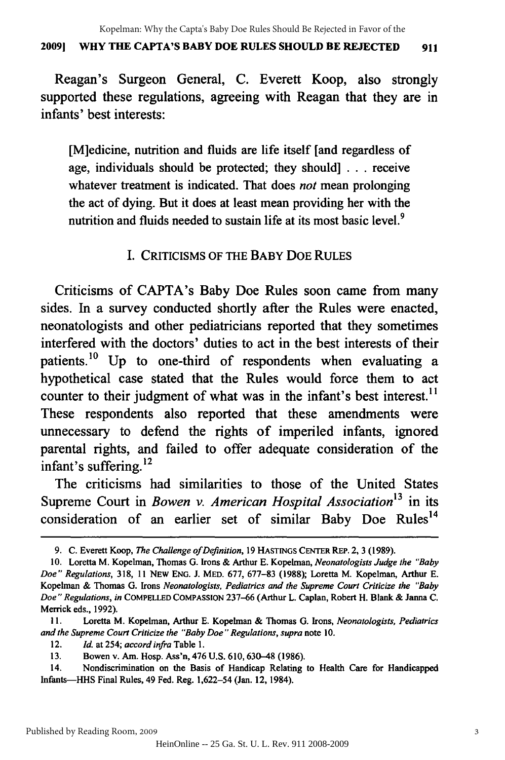Reagan's Surgeon General, C. Everett Koop, also strongly supported these regulations, agreeing with Reagan that they are in infants' best interests:

> [M]edicine, nutrition and fluids are life itself [and regardless of age, individuals should be protected; they should] . . . receive whatever treatment is indicated. That does *not* mean prolonging the act of dying. But it does at least mean providing her with the nutrition and fluids needed to sustain life at its most basic level.[9]

## I. Criticisms of the Baby Doe Rules

Criticisms of CAPTA's Baby Doe Rules soon came from many sides. In a survey conducted shortly after the Rules were enacted, neonatologists and other pediatricians reported that they sometimes interfered with the doctors' duties to act in the best interests of their patients.[10] Up to one-third of respondents when evaluating a hypothetical case stated that the Rules would force them to act counter to their judgment of what was in the infant's best interest.[11] These respondents also reported that these amendments were unnecessary to defend the rights of imperiled infants, ignored parental rights, and failed to offer adequate consideration of the infant's suffering.[12]

The criticisms had similarities to those of the United States Supreme Court in *Bowen v. American Hospital Association*[13] in its consideration of an earlier set of similar Baby Doe Rules[14]

---

9. C. Everett Koop, *The Challenge of Definition*, 19 Hastings Center Rep. 2, 3 (1989).

10. Loretta M. Kopelman, Thomas G. Irons & Arthur E. Kopelman, *Neonatologists Judge the "Baby Doe" Regulations*, 318, 11 New Eng. J. Med. 677, 677–83 (1988); Loretta M. Kopelman, Arthur E. Kopelman & Thomas G. Irons *Neonatologists, Pediatrics and the Supreme Court Criticize the "Baby Doe" Regulations*, *in* Compelled Compassion 237–66 (Arthur L. Caplan, Robert H. Blank & Janna C. Merrick eds., 1992).

11. Loretta M. Kopelman, Arthur E. Kopelman & Thomas G. Irons, *Neonatologists, Pediatrics and the Supreme Court Criticize the "Baby Doe" Regulations*, *supra* note 10.

12. *Id.* at 254; *accord infra* Table 1.

13. Bowen v. Am. Hosp. Ass'n, 476 U.S. 610, 630–48 (1986).

14. Nondiscrimination on the Basis of Handicap Relating to Health Care for Handicapped Infants—HHS Final Rules, 49 Fed. Reg. 1,622–54 (Jan. 12, 1984).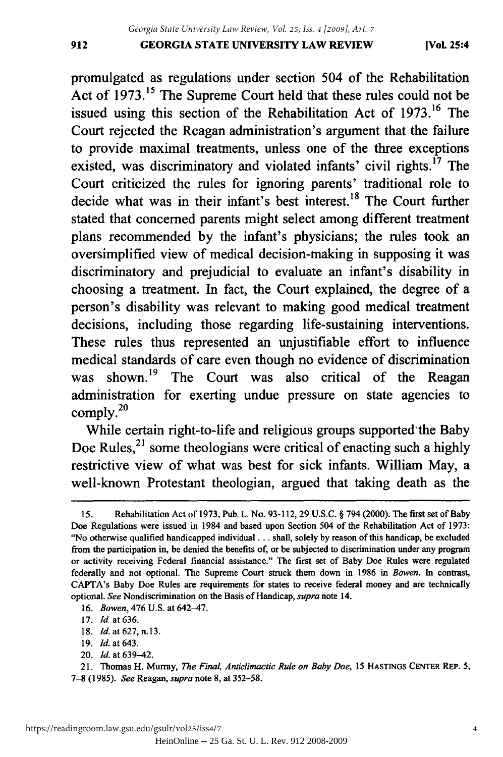promulgated as regulations under section 504 of the Rehabilitation Act of 1973.[15] The Supreme Court held that these rules could not be issued using this section of the Rehabilitation Act of 1973.[16] The Court rejected the Reagan administration's argument that the failure to provide maximal treatments, unless one of the three exceptions existed, was discriminatory and violated infants' civil rights.[17] The Court criticized the rules for ignoring parents' traditional role to decide what was in their infant's best interest.[18] The Court further stated that concerned parents might select among different treatment plans recommended by the infant's physicians; the rules took an oversimplified view of medical decision-making in supposing it was discriminatory and prejudicial to evaluate an infant's disability in choosing a treatment. In fact, the Court explained, the degree of a person's disability was relevant to making good medical treatment decisions, including those regarding life-sustaining interventions. These rules thus represented an unjustifiable effort to influence medical standards of care even though no evidence of discrimination was shown.[19] The Court was also critical of the Reagan administration for exerting undue pressure on state agencies to comply.[20]

While certain right-to-life and religious groups supported the Baby Doe Rules,[21] some theologians were critical of enacting such a highly restrictive view of what was best for sick infants. William May, a well-known Protestant theologian, argued that taking death as the

---

15. Rehabilitation Act of 1973, Pub. L. No. 93-112, 29 U.S.C. § 794 (2000). The first set of Baby Doe Regulations were issued in 1984 and based upon Section 504 of the Rehabilitation Act of 1973: "No otherwise qualified handicapped individual . . . shall, solely by reason of this handicap, be excluded from the participation in, be denied the benefits of, or be subjected to discrimination under any program or activity receiving Federal financial assistance." The first set of Baby Doe Rules were regulated federally and not optional. The Supreme Court struck them down in 1986 in *Bowen*. In contrast, CAPTA's Baby Doe Rules are requirements for states to receive federal money and are technically optional. *See* Nondiscrimination on the Basis of Handicap, *supra* note 14.

16. *Bowen*, 476 U.S. at 642–47.

17. *Id.* at 636.

18. *Id.* at 627, n.13.

19. *Id.* at 643.

20. *Id.* at 639–42.

21. Thomas H. Murray, *The Final, Anticlimactic Rule on Baby Doe*, 15 HASTINGS CENTER REP. 5, 7–8 (1985). *See* Reagan, *supra* note 8, at 352–58.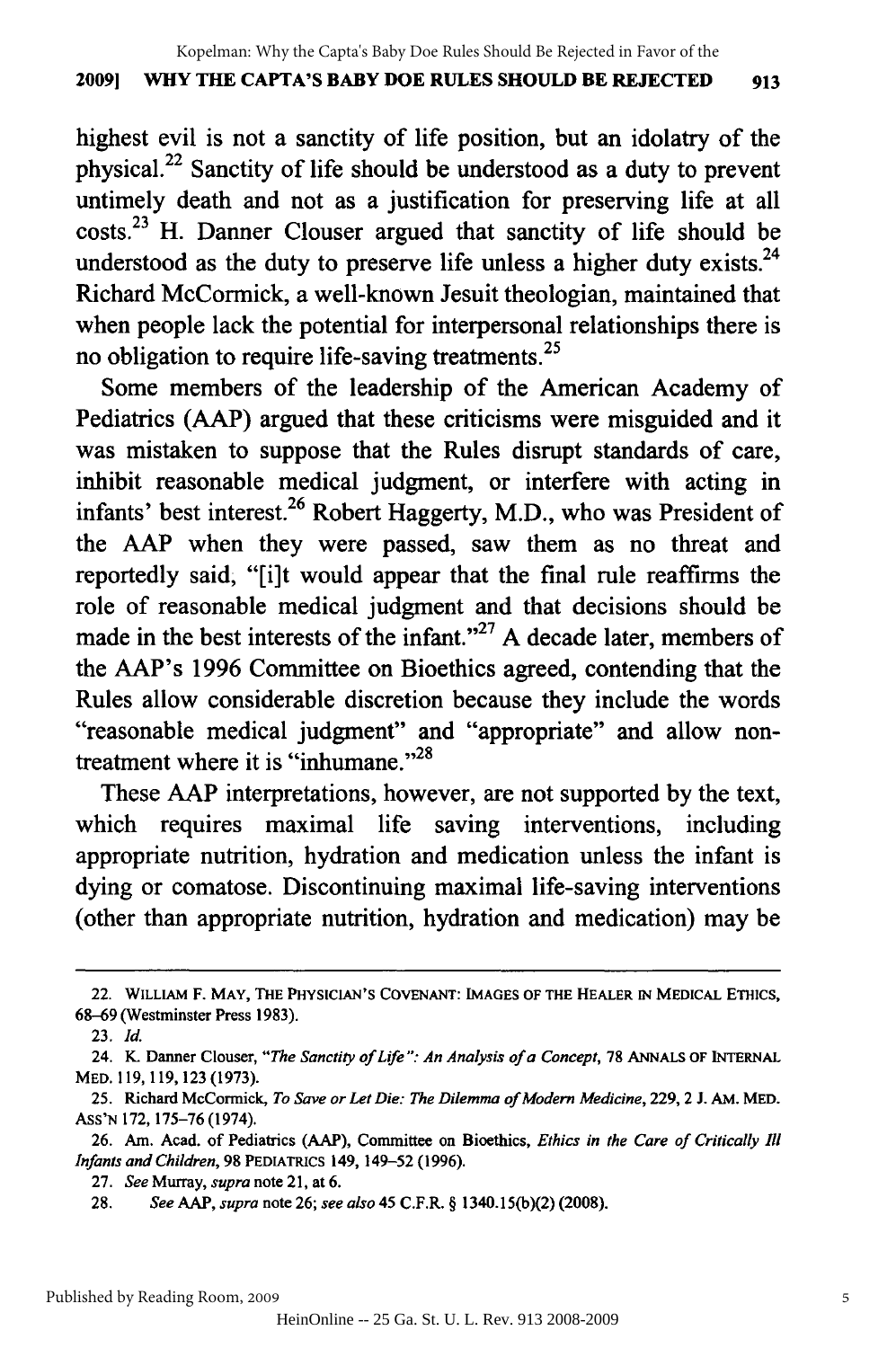highest evil is not a sanctity of life position, but an idolatry of the physical.[22] Sanctity of life should be understood as a duty to prevent untimely death and not as a justification for preserving life at all costs.[23] H. Danner Clouser argued that sanctity of life should be understood as the duty to preserve life unless a higher duty exists.[24] Richard McCormick, a well-known Jesuit theologian, maintained that when people lack the potential for interpersonal relationships there is no obligation to require life-saving treatments.[25]

Some members of the leadership of the American Academy of Pediatrics (AAP) argued that these criticisms were misguided and it was mistaken to suppose that the Rules disrupt standards of care, inhibit reasonable medical judgment, or interfere with acting in infants' best interest.[26] Robert Haggerty, M.D., who was President of the AAP when they were passed, saw them as no threat and reportedly said, "[i]t would appear that the final rule reaffirms the role of reasonable medical judgment and that decisions should be made in the best interests of the infant."[27] A decade later, members of the AAP's 1996 Committee on Bioethics agreed, contending that the Rules allow considerable discretion because they include the words "reasonable medical judgment" and "appropriate" and allow non-treatment where it is "inhumane."[28]

These AAP interpretations, however, are not supported by the text, which requires maximal life saving interventions, including appropriate nutrition, hydration and medication unless the infant is dying or comatose. Discontinuing maximal life-saving interventions (other than appropriate nutrition, hydration and medication) may be

---

22. WILLIAM F. MAY, THE PHYSICIAN'S COVENANT: IMAGES OF THE HEALER IN MEDICAL ETHICS, 68–69 (Westminster Press 1983).

23. *Id.*

24. K. Danner Clouser, *"The Sanctity of Life": An Analysis of a Concept*, 78 ANNALS OF INTERNAL MED. 119, 119, 123 (1973).

25. Richard McCormick, *To Save or Let Die: The Dilemma of Modern Medicine*, 229, 2 J. AM. MED. ASS'N 172, 175–76 (1974).

26. Am. Acad. of Pediatrics (AAP), Committee on Bioethics, *Ethics in the Care of Critically Ill Infants and Children*, 98 PEDIATRICS 149, 149–52 (1996).

27. *See* Murray, *supra* note 21, at 6.

28. *See* AAP, *supra* note 26; *see also* 45 C.F.R. § 1340.15(b)(2) (2008).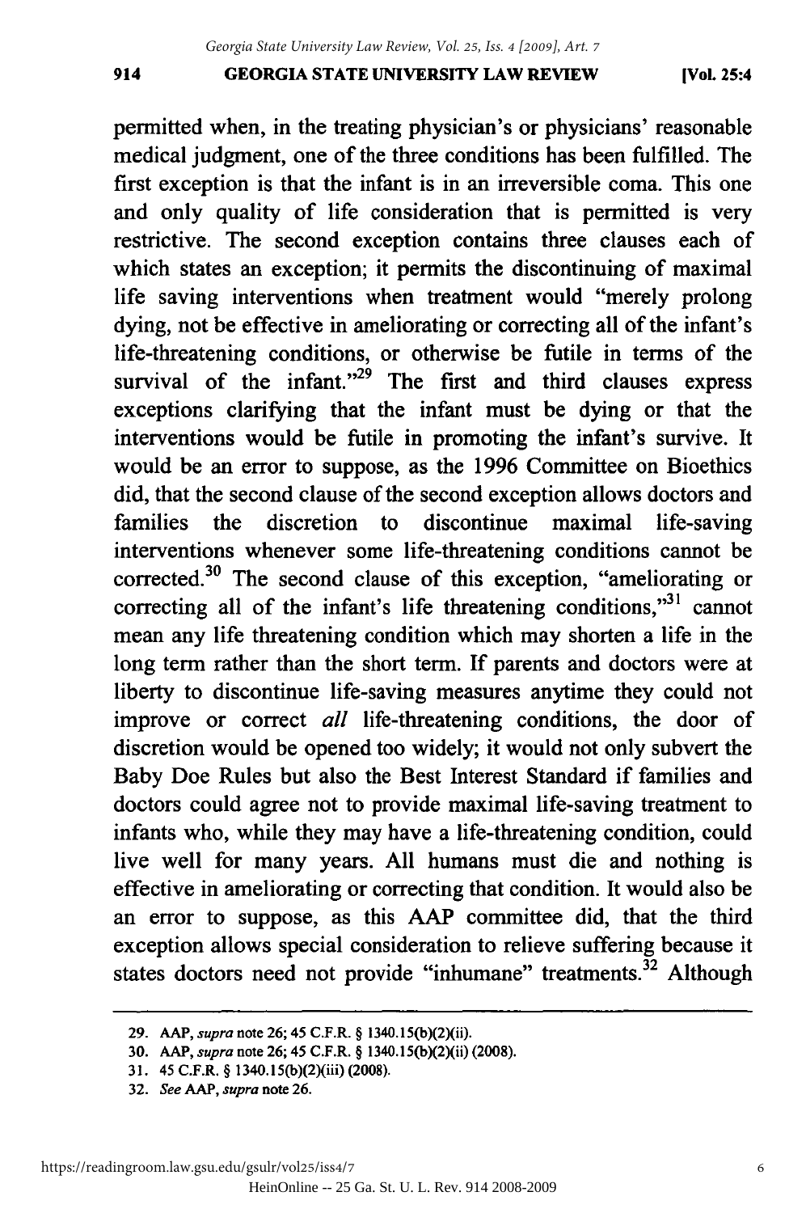permitted when, in the treating physician's or physicians' reasonable medical judgment, one of the three conditions has been fulfilled. The first exception is that the infant is in an irreversible coma. This one and only quality of life consideration that is permitted is very restrictive. The second exception contains three clauses each of which states an exception; it permits the discontinuing of maximal life saving interventions when treatment would "merely prolong dying, not be effective in ameliorating or correcting all of the infant's life-threatening conditions, or otherwise be futile in terms of the survival of the infant."[29] The first and third clauses express exceptions clarifying that the infant must be dying or that the interventions would be futile in promoting the infant's survive. It would be an error to suppose, as the 1996 Committee on Bioethics did, that the second clause of the second exception allows doctors and families the discretion to discontinue maximal life-saving interventions whenever some life-threatening conditions cannot be corrected.[30] The second clause of this exception, "ameliorating or correcting all of the infant's life threatening conditions,"[31] cannot mean any life threatening condition which may shorten a life in the long term rather than the short term. If parents and doctors were at liberty to discontinue life-saving measures anytime they could not improve or correct *all* life-threatening conditions, the door of discretion would be opened too widely; it would not only subvert the Baby Doe Rules but also the Best Interest Standard if families and doctors could agree not to provide maximal life-saving treatment to infants who, while they may have a life-threatening condition, could live well for many years. All humans must die and nothing is effective in ameliorating or correcting that condition. It would also be an error to suppose, as this AAP committee did, that the third exception allows special consideration to relieve suffering because it states doctors need not provide "inhumane" treatments.[32] Although

---

29. AAP, *supra* note 26; 45 C.F.R. § 1340.15(b)(2)(ii).

30. AAP, *supra* note 26; 45 C.F.R. § 1340.15(b)(2)(ii) (2008).

31. 45 C.F.R. § 1340.15(b)(2)(iii) (2008).

32. *See* AAP, *supra* note 26.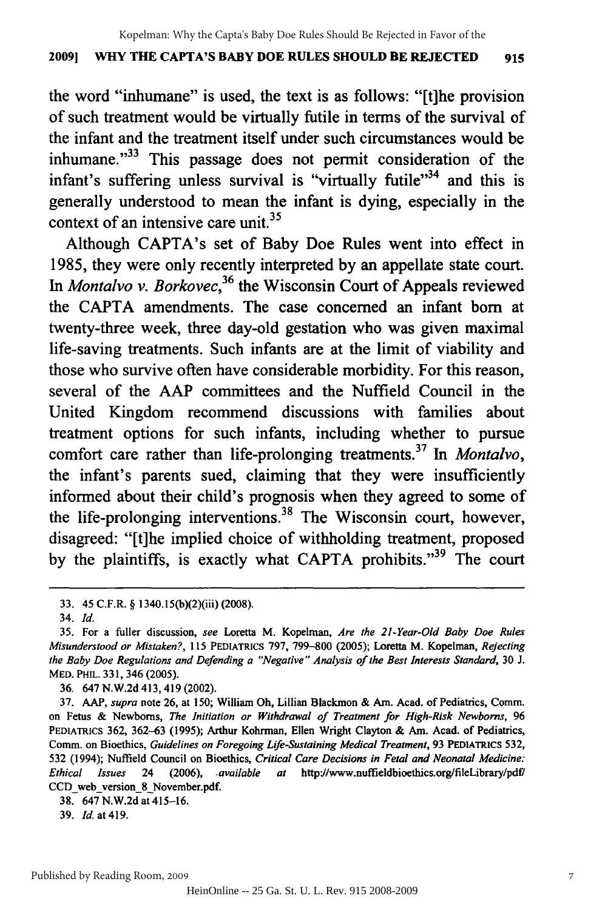the word "inhumane" is used, the text is as follows: "[t]he provision of such treatment would be virtually futile in terms of the survival of the infant and the treatment itself under such circumstances would be inhumane."[33] This passage does not permit consideration of the infant's suffering unless survival is "virtually futile"[34] and this is generally understood to mean the infant is dying, especially in the context of an intensive care unit.[35]

Although CAPTA's set of Baby Doe Rules went into effect in 1985, they were only recently interpreted by an appellate state court. In *Montalvo v. Borkovec*,[36] the Wisconsin Court of Appeals reviewed the CAPTA amendments. The case concerned an infant born at twenty-three week, three day-old gestation who was given maximal life-saving treatments. Such infants are at the limit of viability and those who survive often have considerable morbidity. For this reason, several of the AAP committees and the Nuffield Council in the United Kingdom recommend discussions with families about treatment options for such infants, including whether to pursue comfort care rather than life-prolonging treatments.[37] In *Montalvo*, the infant's parents sued, claiming that they were insufficiently informed about their child's prognosis when they agreed to some of the life-prolonging interventions.[38] The Wisconsin court, however, disagreed: "[t]he implied choice of withholding treatment, proposed by the plaintiffs, is exactly what CAPTA prohibits."[39] The court

---

33. 45 C.F.R. § 1340.15(b)(2)(iii) (2008).

34. *Id.*

35. For a fuller discussion, *see* Loretta M. Kopelman, *Are the 21-Year-Old Baby Doe Rules Misunderstood or Mistaken?*, 115 PEDIATRICS 797, 799–800 (2005); Loretta M. Kopelman, *Rejecting the Baby Doe Regulations and Defending a "Negative" Analysis of the Best Interests Standard*, 30 J. MED. PHIL. 331, 346 (2005).

36. 647 N.W.2d 413, 419 (2002).

37. AAP, *supra* note 26, at 150; William Oh, Lillian Blackmon & Am. Acad. of Pediatrics, Comm. on Fetus & Newborns, *The Initiation or Withdrawal of Treatment for High-Risk Newborns*, 96 PEDIATRICS 362, 362–63 (1995); Arthur Kohrman, Ellen Wright Clayton & Am. Acad. of Pediatrics, Comm. on Bioethics, *Guidelines on Foregoing Life-Sustaining Medical Treatment*, 93 PEDIATRICS 532, 532 (1994); Nuffield Council on Bioethics, *Critical Care Decisions in Fetal and Neonatal Medicine: Ethical Issues* 24 (2006), *available at* http://www.nuffieldbioethics.org/fileLibrary/pdf/CCD_web_version_8_November.pdf.

38. 647 N.W.2d at 415–16.

39. *Id.* at 419.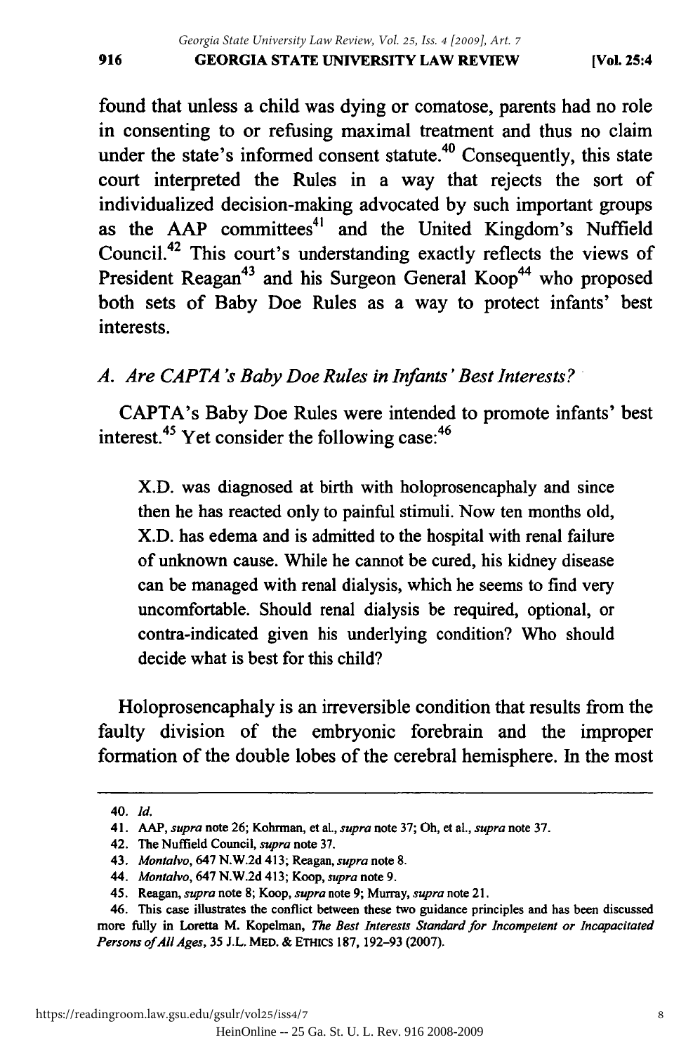found that unless a child was dying or comatose, parents had no role in consenting to or refusing maximal treatment and thus no claim under the state's informed consent statute.[40] Consequently, this state court interpreted the Rules in a way that rejects the sort of individualized decision-making advocated by such important groups as the AAP committees[41] and the United Kingdom's Nuffield Council.[42] This court's understanding exactly reflects the views of President Reagan[43] and his Surgeon General Koop[44] who proposed both sets of Baby Doe Rules as a way to protect infants' best interests.

### *A. Are CAPTA's Baby Doe Rules in Infants' Best Interests?*

CAPTA's Baby Doe Rules were intended to promote infants' best interest.[45] Yet consider the following case:[46]

> X.D. was diagnosed at birth with holoprosencaphaly and since then he has reacted only to painful stimuli. Now ten months old, X.D. has edema and is admitted to the hospital with renal failure of unknown cause. While he cannot be cured, his kidney disease can be managed with renal dialysis, which he seems to find very uncomfortable. Should renal dialysis be required, optional, or contra-indicated given his underlying condition? Who should decide what is best for this child?

Holoprosencaphaly is an irreversible condition that results from the faulty division of the embryonic forebrain and the improper formation of the double lobes of the cerebral hemisphere. In the most

---

40. *Id.*

41. AAP, *supra* note 26; Kohrman, et al., *supra* note 37; Oh, et al., *supra* note 37.

42. The Nuffield Council, *supra* note 37.

43. *Montalvo*, 647 N.W.2d 413; Reagan, *supra* note 8.

44. *Montalvo*, 647 N.W.2d 413; Koop, *supra* note 9.

45. Reagan, *supra* note 8; Koop, *supra* note 9; Murray, *supra* note 21.

46. This case illustrates the conflict between these two guidance principles and has been discussed more fully in Loretta M. Kopelman, *The Best Interests Standard for Incompetent or Incapacitated Persons of All Ages*, 35 J.L. MED. & ETHICS 187, 192–93 (2007).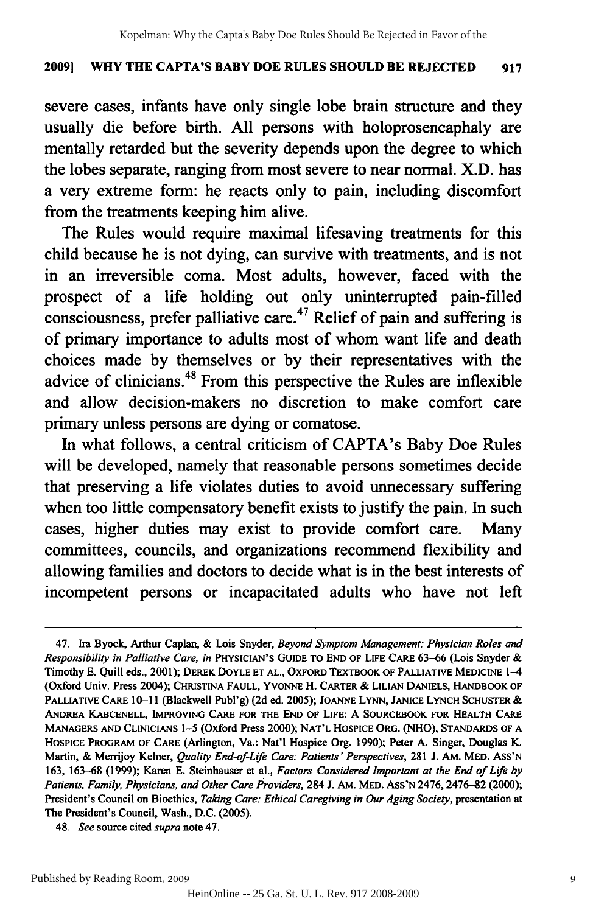severe cases, infants have only single lobe brain structure and they usually die before birth. All persons with holoprosencaphaly are mentally retarded but the severity depends upon the degree to which the lobes separate, ranging from most severe to near normal. X.D. has a very extreme form: he reacts only to pain, including discomfort from the treatments keeping him alive.

The Rules would require maximal lifesaving treatments for this child because he is not dying, can survive with treatments, and is not in an irreversible coma. Most adults, however, faced with the prospect of a life holding out only uninterrupted pain-filled consciousness, prefer palliative care.[47] Relief of pain and suffering is of primary importance to adults most of whom want life and death choices made by themselves or by their representatives with the advice of clinicians.[48] From this perspective the Rules are inflexible and allow decision-makers no discretion to make comfort care primary unless persons are dying or comatose.

In what follows, a central criticism of CAPTA's Baby Doe Rules will be developed, namely that reasonable persons sometimes decide that preserving a life violates duties to avoid unnecessary suffering when too little compensatory benefit exists to justify the pain. In such cases, higher duties may exist to provide comfort care. Many committees, councils, and organizations recommend flexibility and allowing families and doctors to decide what is in the best interests of incompetent persons or incapacitated adults who have not left

---

47. Ira Byock, Arthur Caplan, & Lois Snyder, *Beyond Symptom Management: Physician Roles and Responsibility in Palliative Care, in* PHYSICIAN'S GUIDE TO END OF LIFE CARE 63–66 (Lois Snyder & Timothy E. Quill eds., 2001); DEREK DOYLE ET AL., OXFORD TEXTBOOK OF PALLIATIVE MEDICINE 1–4 (Oxford Univ. Press 2004); CHRISTINA FAULL, YVONNE H. CARTER & LILIAN DANIELS, HANDBOOK OF PALLIATIVE CARE 10–11 (Blackwell Publ'g) (2d ed. 2005); JOANNE LYNN, JANICE LYNCH SCHUSTER & ANDREA KABCENELL, IMPROVING CARE FOR THE END OF LIFE: A SOURCEBOOK FOR HEALTH CARE MANAGERS AND CLINICIANS 1–5 (Oxford Press 2000); NAT'L HOSPICE ORG. (NHO), STANDARDS OF A HOSPICE PROGRAM OF CARE (Arlington, Va.: Nat'l Hospice Org. 1990); Peter A. Singer, Douglas K. Martin, & Merrijoy Kelner, *Quality End-of-Life Care: Patients' Perspectives*, 281 J. AM. MED. ASS'N 163, 163–68 (1999); Karen E. Steinhauser et al., *Factors Considered Important at the End of Life by Patients, Family, Physicians, and Other Care Providers*, 284 J. AM. MED. ASS'N 2476, 2476–82 (2000); President's Council on Bioethics, *Taking Care: Ethical Caregiving in Our Aging Society*, presentation at The President's Council, Wash., D.C. (2005).

48. *See* source cited *supra* note 47.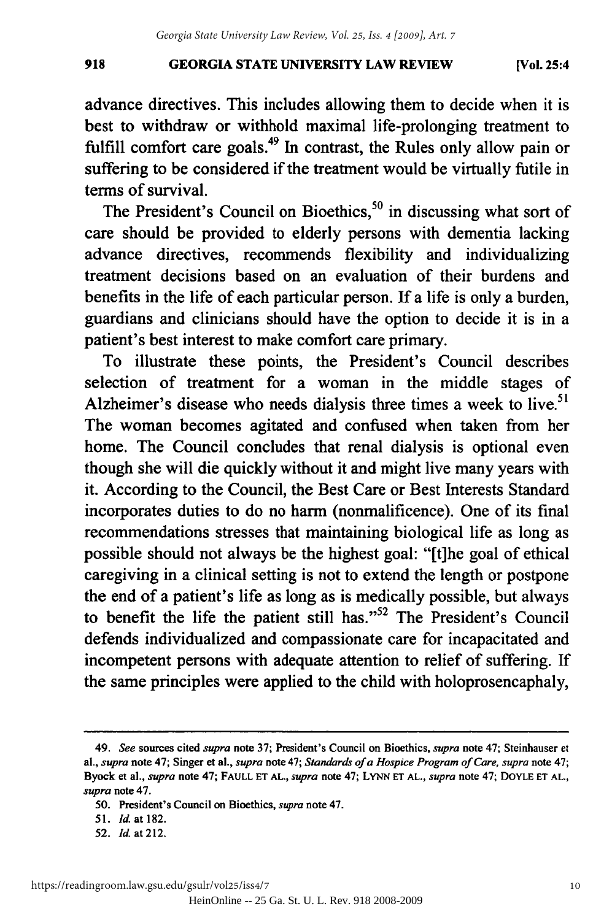advance directives. This includes allowing them to decide when it is best to withdraw or withhold maximal life-prolonging treatment to fulfill comfort care goals.[49] In contrast, the Rules only allow pain or suffering to be considered if the treatment would be virtually futile in terms of survival.

The President's Council on Bioethics,[50] in discussing what sort of care should be provided to elderly persons with dementia lacking advance directives, recommends flexibility and individualizing treatment decisions based on an evaluation of their burdens and benefits in the life of each particular person. If a life is only a burden, guardians and clinicians should have the option to decide it is in a patient's best interest to make comfort care primary.

To illustrate these points, the President's Council describes selection of treatment for a woman in the middle stages of Alzheimer's disease who needs dialysis three times a week to live.[51] The woman becomes agitated and confused when taken from her home. The Council concludes that renal dialysis is optional even though she will die quickly without it and might live many years with it. According to the Council, the Best Care or Best Interests Standard incorporates duties to do no harm (nonmalificence). One of its final recommendations stresses that maintaining biological life as long as possible should not always be the highest goal: "[t]he goal of ethical caregiving in a clinical setting is not to extend the length or postpone the end of a patient's life as long as is medically possible, but always to benefit the life the patient still has."[52] The President's Council defends individualized and compassionate care for incapacitated and incompetent persons with adequate attention to relief of suffering. If the same principles were applied to the child with holoprosencaphaly,

---

49. *See* sources cited *supra* note 37; President's Council on Bioethics, *supra* note 47; Steinhauser et al., *supra* note 47; Singer et al., *supra* note 47; *Standards of a Hospice Program of Care*, *supra* note 47; Byock et al., *supra* note 47; FAULL ET AL., *supra* note 47; LYNN ET AL., *supra* note 47; DOYLE ET AL., *supra* note 47.

50. President's Council on Bioethics, *supra* note 47.

51. *Id.* at 182.

52. *Id.* at 212.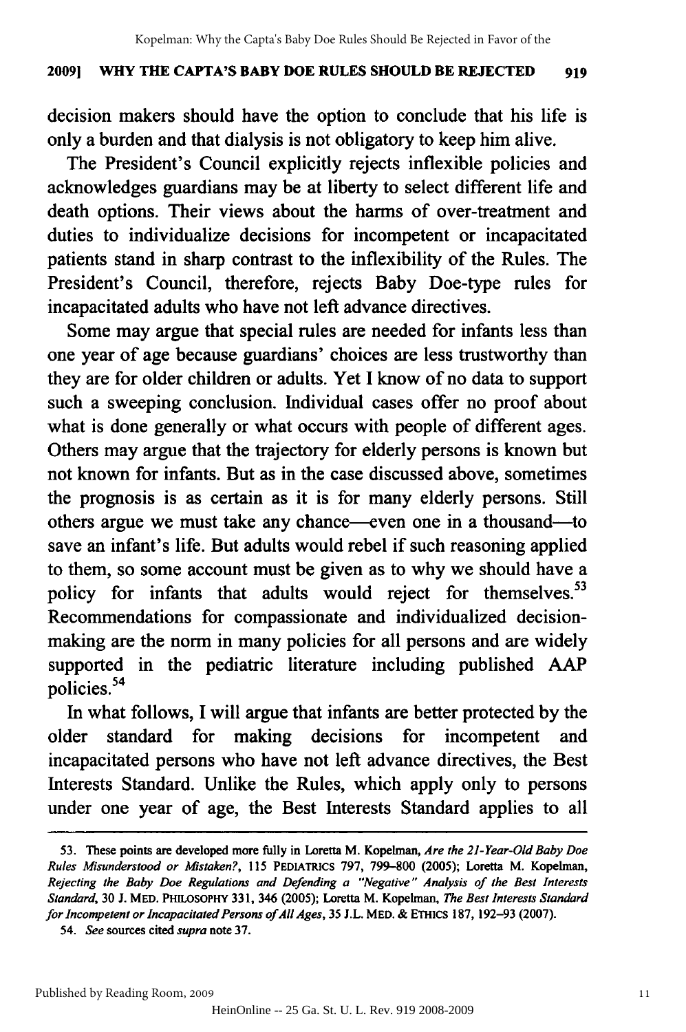decision makers should have the option to conclude that his life is only a burden and that dialysis is not obligatory to keep him alive.

The President's Council explicitly rejects inflexible policies and acknowledges guardians may be at liberty to select different life and death options. Their views about the harms of over-treatment and duties to individualize decisions for incompetent or incapacitated patients stand in sharp contrast to the inflexibility of the Rules. The President's Council, therefore, rejects Baby Doe-type rules for incapacitated adults who have not left advance directives.

Some may argue that special rules are needed for infants less than one year of age because guardians' choices are less trustworthy than they are for older children or adults. Yet I know of no data to support such a sweeping conclusion. Individual cases offer no proof about what is done generally or what occurs with people of different ages. Others may argue that the trajectory for elderly persons is known but not known for infants. But as in the case discussed above, sometimes the prognosis is as certain as it is for many elderly persons. Still others argue we must take any chance—even one in a thousand—to save an infant's life. But adults would rebel if such reasoning applied to them, so some account must be given as to why we should have a policy for infants that adults would reject for themselves.[53] Recommendations for compassionate and individualized decision-making are the norm in many policies for all persons and are widely supported in the pediatric literature including published AAP policies.[54]

In what follows, I will argue that infants are better protected by the older standard for making decisions for incompetent and incapacitated persons who have not left advance directives, the Best Interests Standard. Unlike the Rules, which apply only to persons under one year of age, the Best Interests Standard applies to all

---

53. These points are developed more fully in Loretta M. Kopelman, *Are the 21-Year-Old Baby Doe Rules Misunderstood or Mistaken?*, 115 PEDIATRICS 797, 799–800 (2005); Loretta M. Kopelman, *Rejecting the Baby Doe Regulations and Defending a "Negative" Analysis of the Best Interests Standard*, 30 J. MED. PHILOSOPHY 331, 346 (2005); Loretta M. Kopelman, *The Best Interests Standard for Incompetent or Incapacitated Persons of All Ages*, 35 J.L. MED. & ETHICS 187, 192–93 (2007).

54. *See* sources cited *supra* note 37.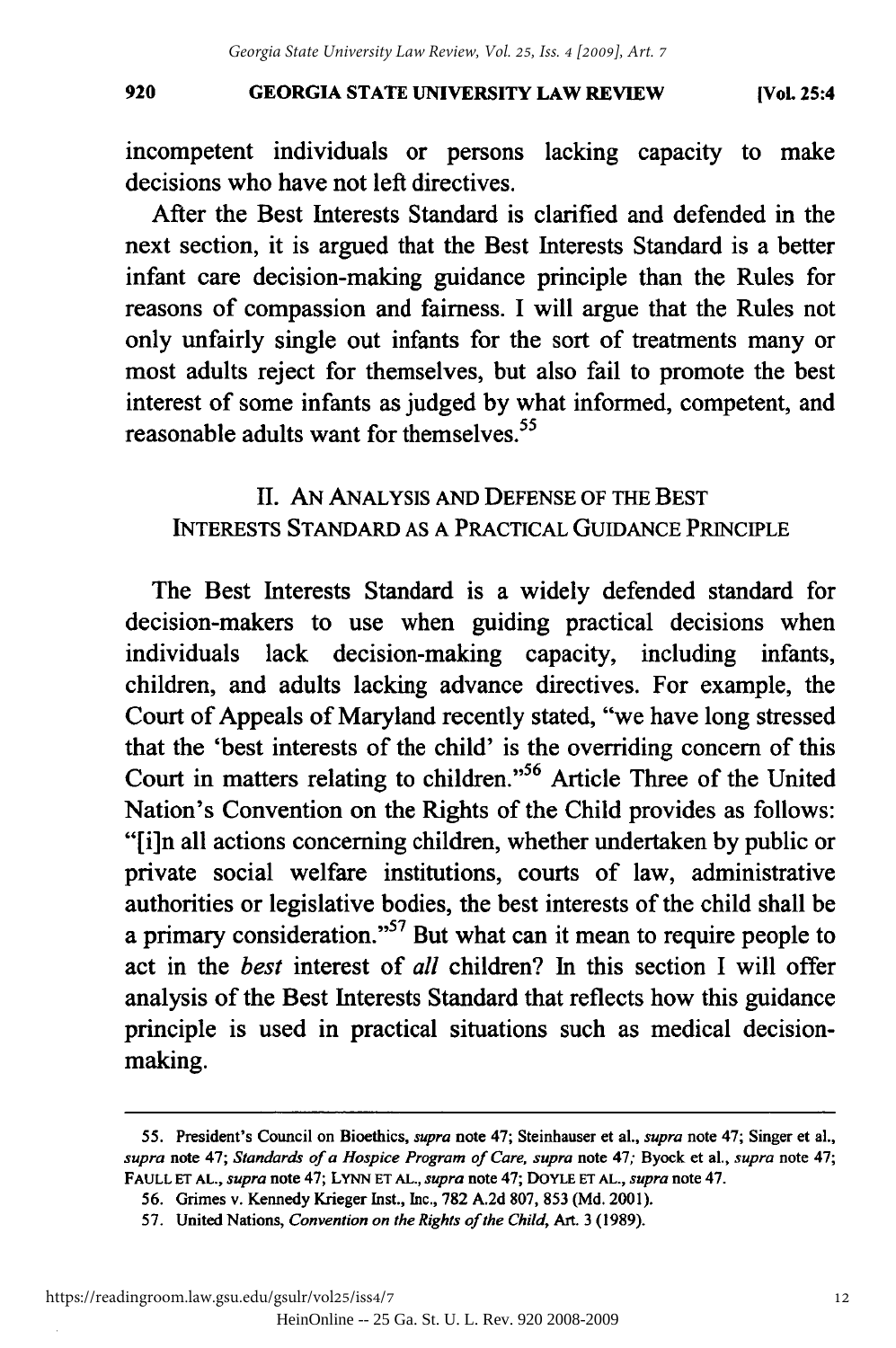incompetent individuals or persons lacking capacity to make decisions who have not left directives.

After the Best Interests Standard is clarified and defended in the next section, it is argued that the Best Interests Standard is a better infant care decision-making guidance principle than the Rules for reasons of compassion and fairness. I will argue that the Rules not only unfairly single out infants for the sort of treatments many or most adults reject for themselves, but also fail to promote the best interest of some infants as judged by what informed, competent, and reasonable adults want for themselves.[55]

## II. An Analysis and Defense of the Best Interests Standard as a Practical Guidance Principle

The Best Interests Standard is a widely defended standard for decision-makers to use when guiding practical decisions when individuals lack decision-making capacity, including infants, children, and adults lacking advance directives. For example, the Court of Appeals of Maryland recently stated, "we have long stressed that the 'best interests of the child' is the overriding concern of this Court in matters relating to children."[56] Article Three of the United Nation's Convention on the Rights of the Child provides as follows: "[i]n all actions concerning children, whether undertaken by public or private social welfare institutions, courts of law, administrative authorities or legislative bodies, the best interests of the child shall be a primary consideration."[57] But what can it mean to require people to act in the *best* interest of *all* children? In this section I will offer analysis of the Best Interests Standard that reflects how this guidance principle is used in practical situations such as medical decision-making.

---

55. President's Council on Bioethics, *supra* note 47; Steinhauser et al., *supra* note 47; Singer et al., *supra* note 47; *Standards of a Hospice Program of Care*, *supra* note 47; Byock et al., *supra* note 47; FAULL ET AL., *supra* note 47; LYNN ET AL., *supra* note 47; DOYLE ET AL., *supra* note 47.

56. Grimes v. Kennedy Krieger Inst., Inc., 782 A.2d 807, 853 (Md. 2001).

57. United Nations, *Convention on the Rights of the Child*, Art. 3 (1989).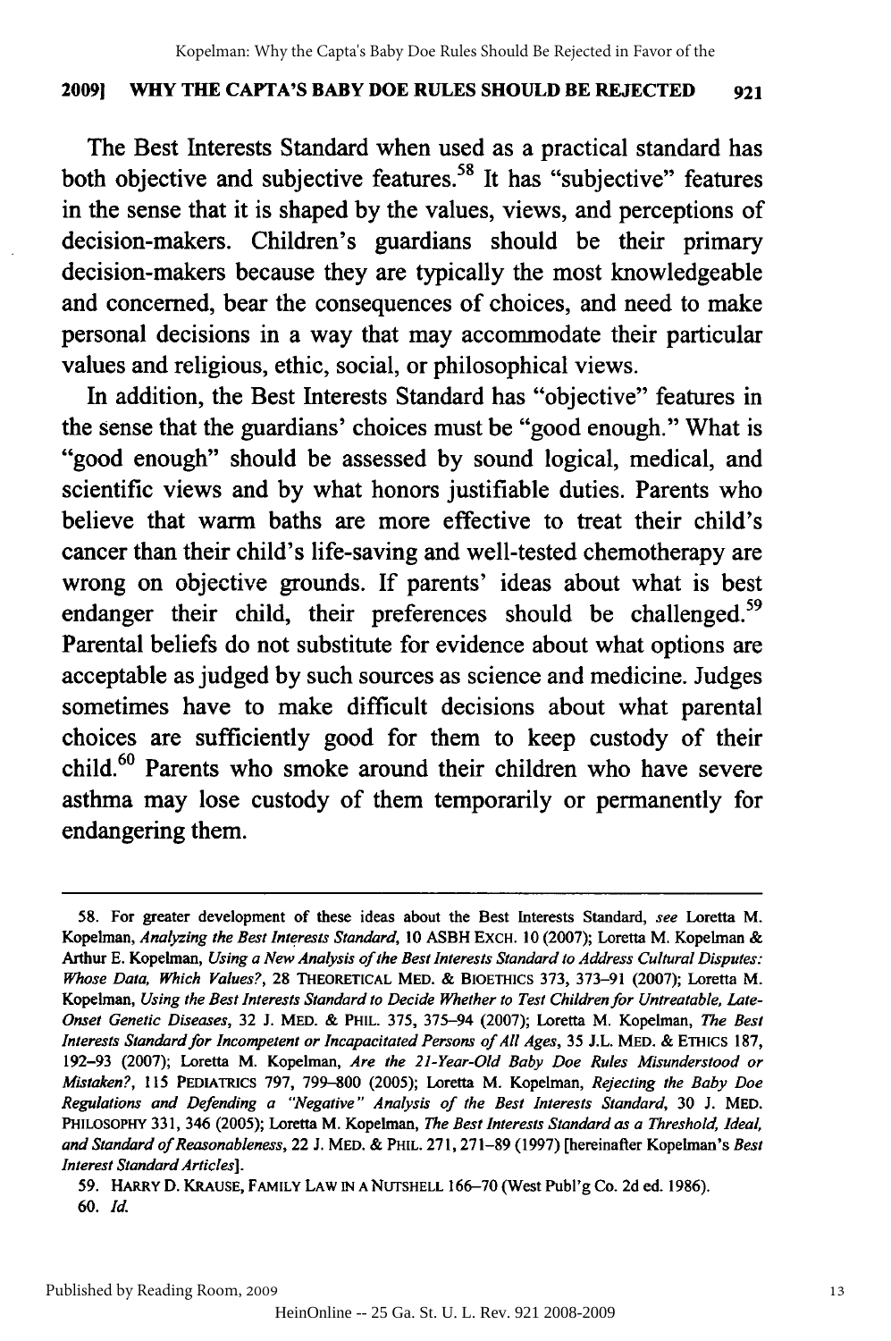The Best Interests Standard when used as a practical standard has both objective and subjective features.[58] It has "subjective" features in the sense that it is shaped by the values, views, and perceptions of decision-makers. Children's guardians should be their primary decision-makers because they are typically the most knowledgeable and concerned, bear the consequences of choices, and need to make personal decisions in a way that may accommodate their particular values and religious, ethic, social, or philosophical views.

In addition, the Best Interests Standard has "objective" features in the sense that the guardians' choices must be "good enough." What is "good enough" should be assessed by sound logical, medical, and scientific views and by what honors justifiable duties. Parents who believe that warm baths are more effective to treat their child's cancer than their child's life-saving and well-tested chemotherapy are wrong on objective grounds. If parents' ideas about what is best endanger their child, their preferences should be challenged.[59] Parental beliefs do not substitute for evidence about what options are acceptable as judged by such sources as science and medicine. Judges sometimes have to make difficult decisions about what parental choices are sufficiently good for them to keep custody of their child.[60] Parents who smoke around their children who have severe asthma may lose custody of them temporarily or permanently for endangering them.

---

58. For greater development of these ideas about the Best Interests Standard, *see* Loretta M. Kopelman, *Analyzing the Best Interests Standard*, 10 ASBH EXCH. 10 (2007); Loretta M. Kopelman & Arthur E. Kopelman, *Using a New Analysis of the Best Interests Standard to Address Cultural Disputes: Whose Data, Which Values?*, 28 THEORETICAL MED. & BIOETHICS 373, 373–91 (2007); Loretta M. Kopelman, *Using the Best Interests Standard to Decide Whether to Test Children for Untreatable, Late-Onset Genetic Diseases*, 32 J. MED. & PHIL. 375, 375–94 (2007); Loretta M. Kopelman, *The Best Interests Standard for Incompetent or Incapacitated Persons of All Ages*, 35 J.L. MED. & ETHICS 187, 192–93 (2007); Loretta M. Kopelman, *Are the 21-Year-Old Baby Doe Rules Misunderstood or Mistaken?*, 115 PEDIATRICS 797, 799–800 (2005); Loretta M. Kopelman, *Rejecting the Baby Doe Regulations and Defending a "Negative" Analysis of the Best Interests Standard*, 30 J. MED. PHILOSOPHY 331, 346 (2005); Loretta M. Kopelman, *The Best Interests Standard as a Threshold, Ideal, and Standard of Reasonableness*, 22 J. MED. & PHIL. 271, 271–89 (1997) [hereinafter Kopelman's *Best Interest Standard Articles*].

59. HARRY D. KRAUSE, FAMILY LAW IN A NUTSHELL 166–70 (West Publ'g Co. 2d ed. 1986).

60. *Id.*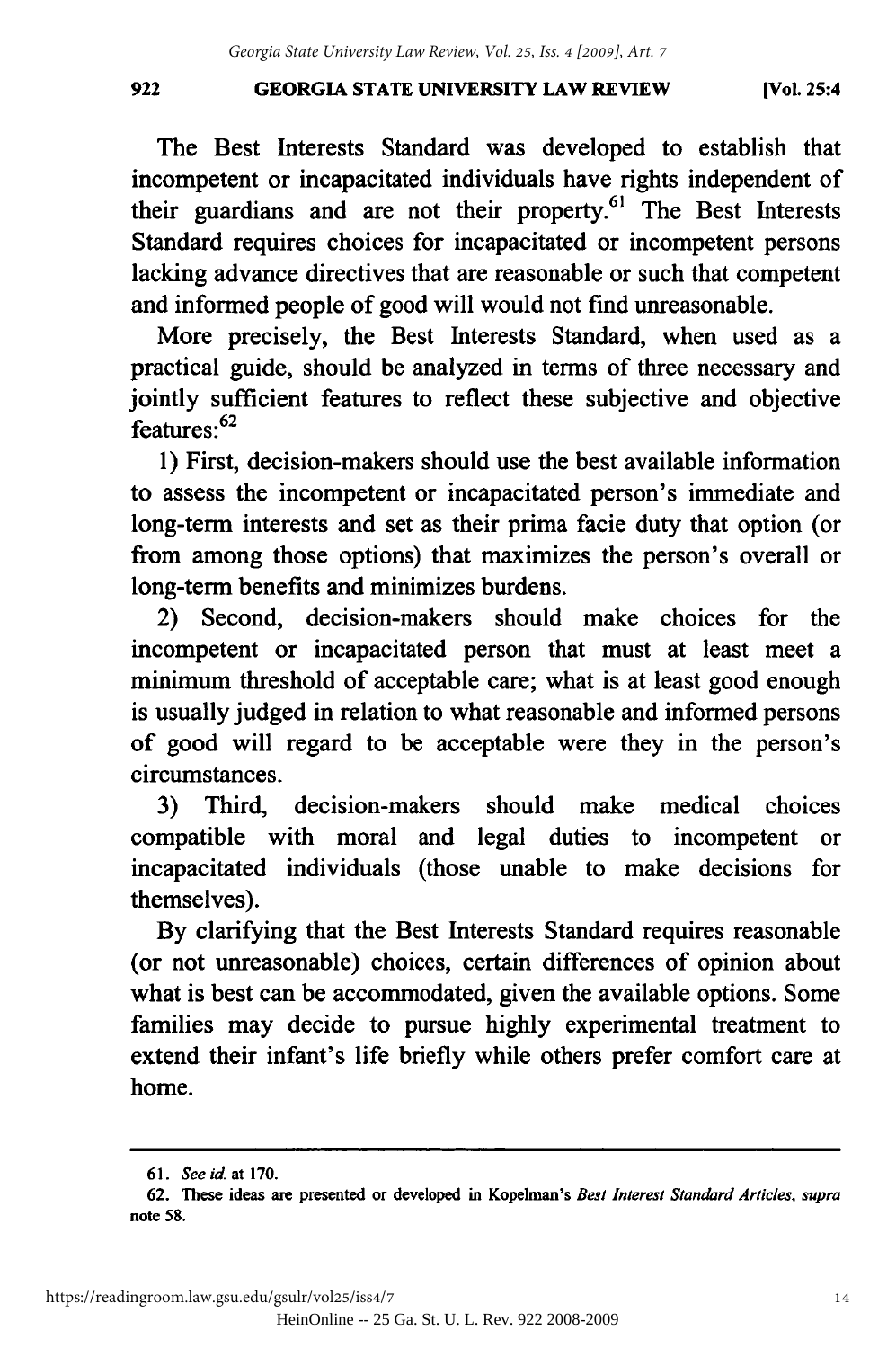The Best Interests Standard was developed to establish that incompetent or incapacitated individuals have rights independent of their guardians and are not their property.[61] The Best Interests Standard requires choices for incapacitated or incompetent persons lacking advance directives that are reasonable or such that competent and informed people of good will would not find unreasonable.

More precisely, the Best Interests Standard, when used as a practical guide, should be analyzed in terms of three necessary and jointly sufficient features to reflect these subjective and objective features:[62]

1) First, decision-makers should use the best available information to assess the incompetent or incapacitated person's immediate and long-term interests and set as their prima facie duty that option (or from among those options) that maximizes the person's overall or long-term benefits and minimizes burdens.

2) Second, decision-makers should make choices for the incompetent or incapacitated person that must at least meet a minimum threshold of acceptable care; what is at least good enough is usually judged in relation to what reasonable and informed persons of good will regard to be acceptable were they in the person's circumstances.

3) Third, decision-makers should make medical choices compatible with moral and legal duties to incompetent or incapacitated individuals (those unable to make decisions for themselves).

By clarifying that the Best Interests Standard requires reasonable (or not unreasonable) choices, certain differences of opinion about what is best can be accommodated, given the available options. Some families may decide to pursue highly experimental treatment to extend their infant's life briefly while others prefer comfort care at home.

---

61. *See id.* at 170.

62. These ideas are presented or developed in Kopelman's *Best Interest Standard Articles*, *supra* note 58.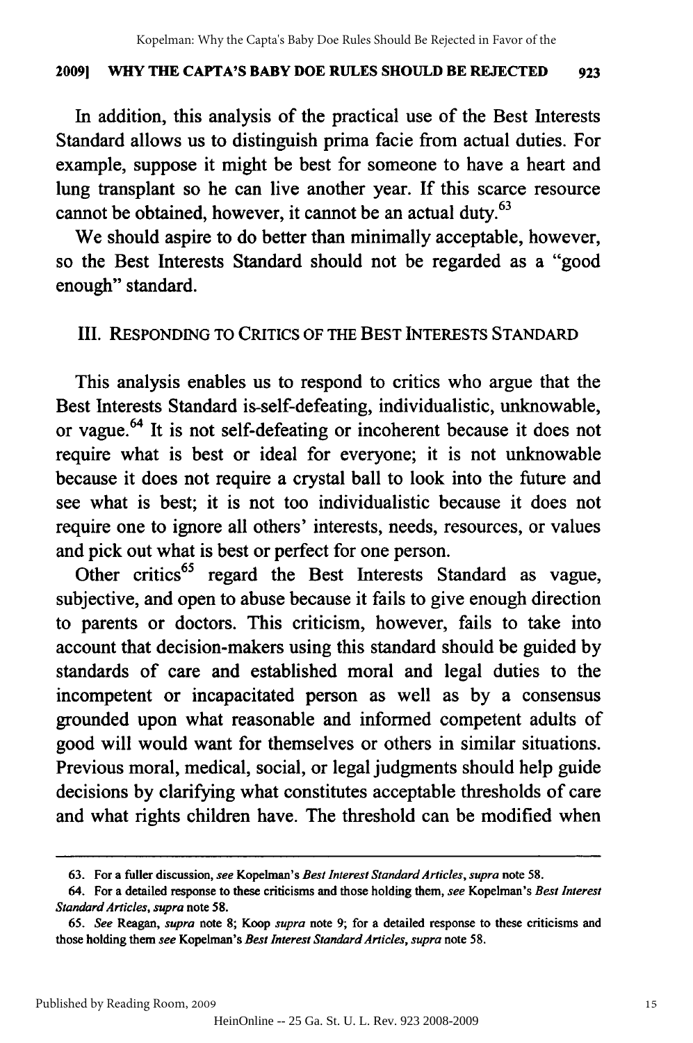In addition, this analysis of the practical use of the Best Interests Standard allows us to distinguish prima facie from actual duties. For example, suppose it might be best for someone to have a heart and lung transplant so he can live another year. If this scarce resource cannot be obtained, however, it cannot be an actual duty.[63]

We should aspire to do better than minimally acceptable, however, so the Best Interests Standard should not be regarded as a "good enough" standard.

## III. RESPONDING TO CRITICS OF THE BEST INTERESTS STANDARD

This analysis enables us to respond to critics who argue that the Best Interests Standard is-self-defeating, individualistic, unknowable, or vague.[64] It is not self-defeating or incoherent because it does not require what is best or ideal for everyone; it is not unknowable because it does not require a crystal ball to look into the future and see what is best; it is not too individualistic because it does not require one to ignore all others' interests, needs, resources, or values and pick out what is best or perfect for one person.

Other critics[65] regard the Best Interests Standard as vague, subjective, and open to abuse because it fails to give enough direction to parents or doctors. This criticism, however, fails to take into account that decision-makers using this standard should be guided by standards of care and established moral and legal duties to the incompetent or incapacitated person as well as by a consensus grounded upon what reasonable and informed competent adults of good will would want for themselves or others in similar situations. Previous moral, medical, social, or legal judgments should help guide decisions by clarifying what constitutes acceptable thresholds of care and what rights children have. The threshold can be modified when

---

63. For a fuller discussion, *see* Kopelman's *Best Interest Standard Articles*, *supra* note 58.

64. For a detailed response to these criticisms and those holding them, *see* Kopelman's *Best Interest Standard Articles*, *supra* note 58.

65. *See* Reagan, *supra* note 8; Koop *supra* note 9; for a detailed response to these criticisms and those holding them *see* Kopelman's *Best Interest Standard Articles*, *supra* note 58.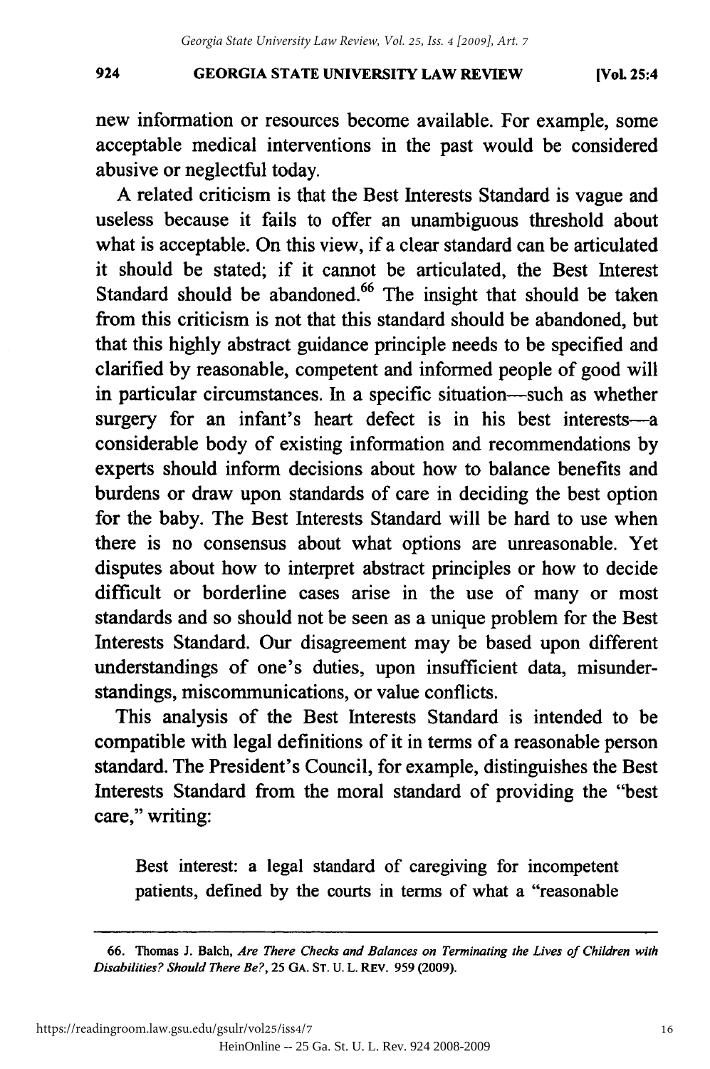new information or resources become available. For example, some acceptable medical interventions in the past would be considered abusive or neglectful today.

A related criticism is that the Best Interests Standard is vague and useless because it fails to offer an unambiguous threshold about what is acceptable. On this view, if a clear standard can be articulated it should be stated; if it cannot be articulated, the Best Interest Standard should be abandoned.[66] The insight that should be taken from this criticism is not that this standard should be abandoned, but that this highly abstract guidance principle needs to be specified and clarified by reasonable, competent and informed people of good will in particular circumstances. In a specific situation—such as whether surgery for an infant's heart defect is in his best interests—a considerable body of existing information and recommendations by experts should inform decisions about how to balance benefits and burdens or draw upon standards of care in deciding the best option for the baby. The Best Interests Standard will be hard to use when there is no consensus about what options are unreasonable. Yet disputes about how to interpret abstract principles or how to decide difficult or borderline cases arise in the use of many or most standards and so should not be seen as a unique problem for the Best Interests Standard. Our disagreement may be based upon different understandings of one's duties, upon insufficient data, misunderstandings, miscommunications, or value conflicts.

This analysis of the Best Interests Standard is intended to be compatible with legal definitions of it in terms of a reasonable person standard. The President's Council, for example, distinguishes the Best Interests Standard from the moral standard of providing the "best care," writing:

> Best interest: a legal standard of caregiving for incompetent patients, defined by the courts in terms of what a "reasonable

---

66. Thomas J. Balch, *Are There Checks and Balances on Terminating the Lives of Children with Disabilities? Should There Be?*, 25 GA. ST. U. L. REV. 959 (2009).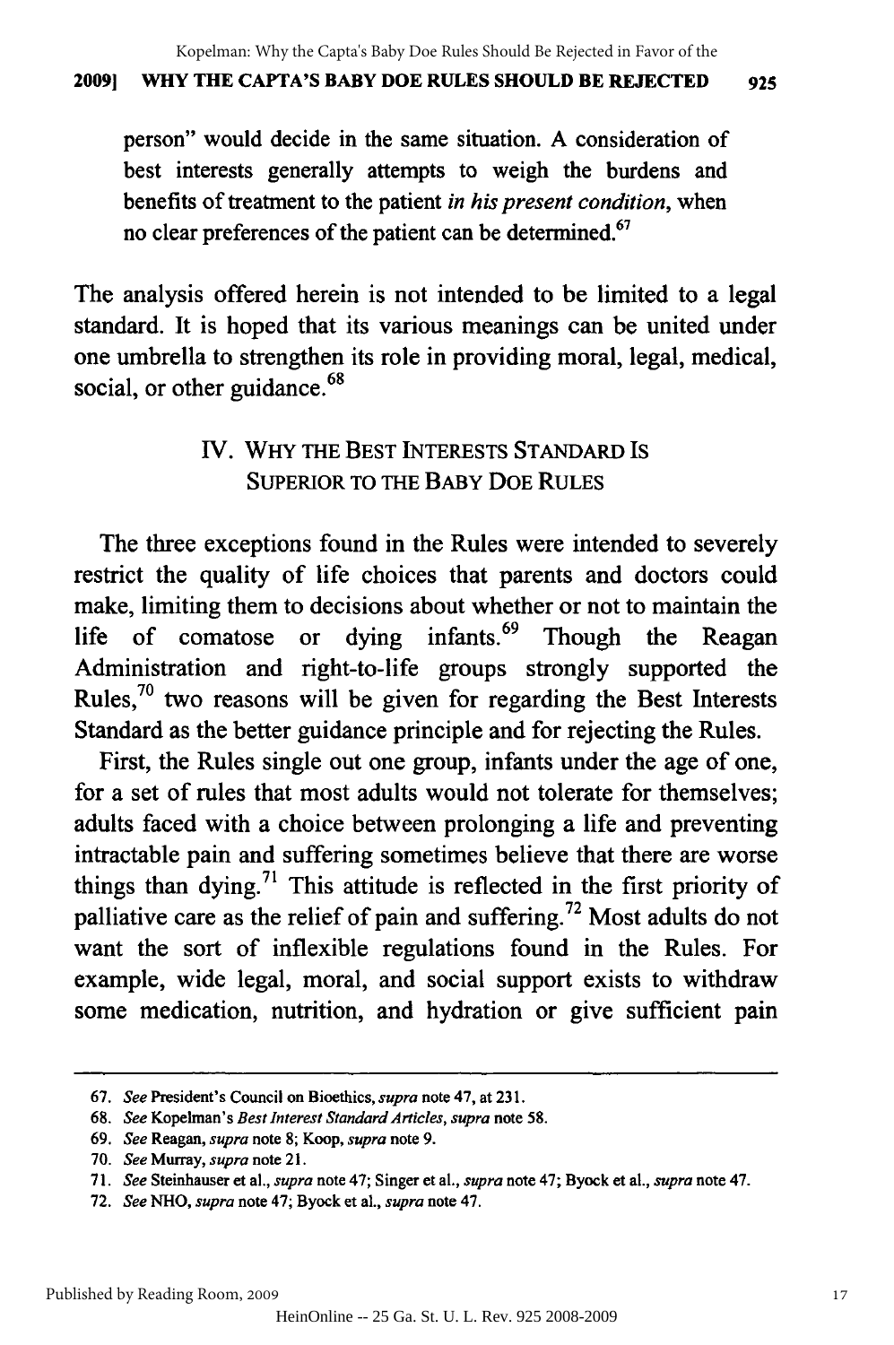person" would decide in the same situation. A consideration of best interests generally attempts to weigh the burdens and benefits of treatment to the patient *in his present condition*, when no clear preferences of the patient can be determined.[67]

The analysis offered herein is not intended to be limited to a legal standard. It is hoped that its various meanings can be united under one umbrella to strengthen its role in providing moral, legal, medical, social, or other guidance.[68]

## IV. WHY THE BEST INTERESTS STANDARD IS SUPERIOR TO THE BABY DOE RULES

The three exceptions found in the Rules were intended to severely restrict the quality of life choices that parents and doctors could make, limiting them to decisions about whether or not to maintain the life of comatose or dying infants.[69] Though the Reagan Administration and right-to-life groups strongly supported the Rules,[70] two reasons will be given for regarding the Best Interests Standard as the better guidance principle and for rejecting the Rules.

First, the Rules single out one group, infants under the age of one, for a set of rules that most adults would not tolerate for themselves; adults faced with a choice between prolonging a life and preventing intractable pain and suffering sometimes believe that there are worse things than dying.[71] This attitude is reflected in the first priority of palliative care as the relief of pain and suffering.[72] Most adults do not want the sort of inflexible regulations found in the Rules. For example, wide legal, moral, and social support exists to withdraw some medication, nutrition, and hydration or give sufficient pain

---

67. *See* President's Council on Bioethics, *supra* note 47, at 231.

68. *See* Kopelman's *Best Interest Standard Articles*, *supra* note 58.

69. *See* Reagan, *supra* note 8; Koop, *supra* note 9.

70. *See* Murray, *supra* note 21.

71. *See* Steinhauser et al., *supra* note 47; Singer et al., *supra* note 47; Byock et al., *supra* note 47.

72. *See* NHO, *supra* note 47; Byock et al., *supra* note 47.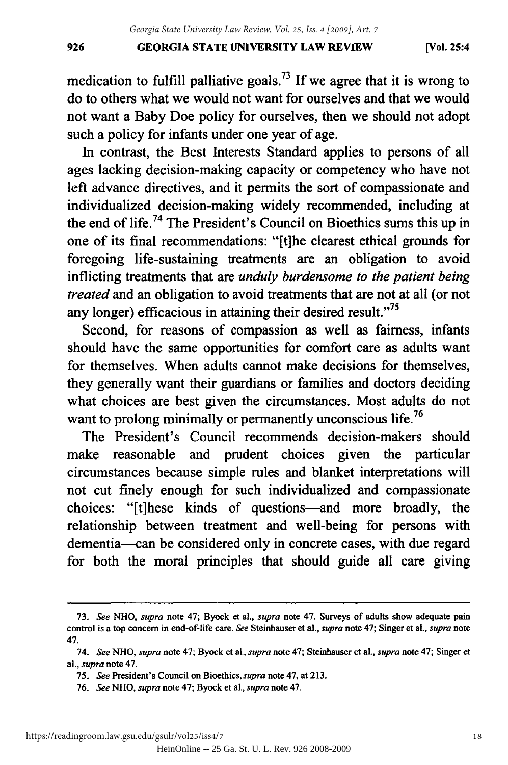medication to fulfill palliative goals.[73] If we agree that it is wrong to do to others what we would not want for ourselves and that we would not want a Baby Doe policy for ourselves, then we should not adopt such a policy for infants under one year of age.

In contrast, the Best Interests Standard applies to persons of all ages lacking decision-making capacity or competency who have not left advance directives, and it permits the sort of compassionate and individualized decision-making widely recommended, including at the end of life.[74] The President's Council on Bioethics sums this up in one of its final recommendations: "[t]he clearest ethical grounds for foregoing life-sustaining treatments are an obligation to avoid inflicting treatments that are *unduly burdensome to the patient being treated* and an obligation to avoid treatments that are not at all (or not any longer) efficacious in attaining their desired result."[75]

Second, for reasons of compassion as well as fairness, infants should have the same opportunities for comfort care as adults want for themselves. When adults cannot make decisions for themselves, they generally want their guardians or families and doctors deciding what choices are best given the circumstances. Most adults do not want to prolong minimally or permanently unconscious life.[76]

The President's Council recommends decision-makers should make reasonable and prudent choices given the particular circumstances because simple rules and blanket interpretations will not cut finely enough for such individualized and compassionate choices: "[t]hese kinds of questions—and more broadly, the relationship between treatment and well-being for persons with dementia—can be considered only in concrete cases, with due regard for both the moral principles that should guide all care giving

---

73. *See* NHO, *supra* note 47; Byock et al., *supra* note 47. Surveys of adults show adequate pain control is a top concern in end-of-life care. *See* Steinhauser et al., *supra* note 47; Singer et al., *supra* note 47.

74. *See* NHO, *supra* note 47; Byock et al., *supra* note 47; Steinhauser et al., *supra* note 47; Singer et al., *supra* note 47.

75. *See* President's Council on Bioethics, *supra* note 47, at 213.

76. *See* NHO, *supra* note 47; Byock et al., *supra* note 47.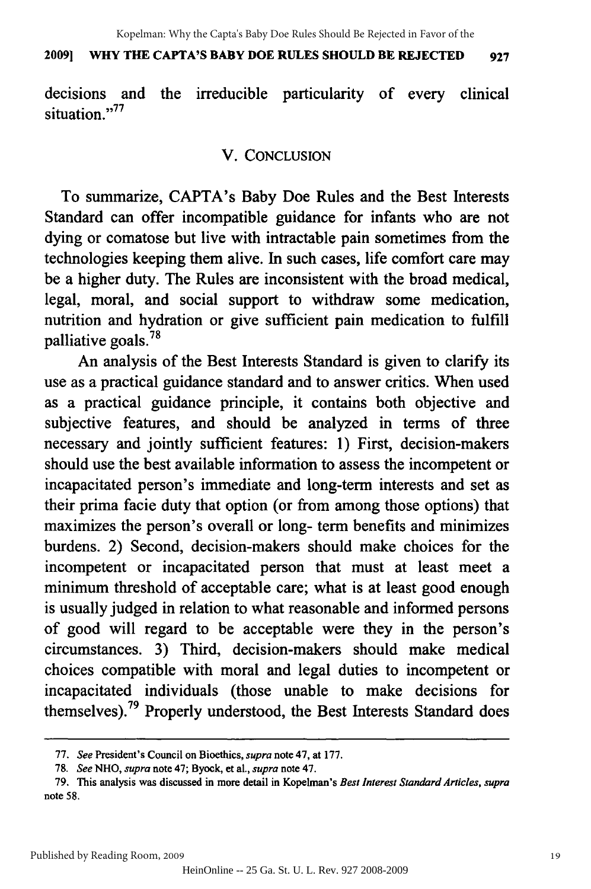decisions and the irreducible particularity of every clinical situation."[77]

## V. CONCLUSION

To summarize, CAPTA's Baby Doe Rules and the Best Interests Standard can offer incompatible guidance for infants who are not dying or comatose but live with intractable pain sometimes from the technologies keeping them alive. In such cases, life comfort care may be a higher duty. The Rules are inconsistent with the broad medical, legal, moral, and social support to withdraw some medication, nutrition and hydration or give sufficient pain medication to fulfill palliative goals.[78]

An analysis of the Best Interests Standard is given to clarify its use as a practical guidance standard and to answer critics. When used as a practical guidance principle, it contains both objective and subjective features, and should be analyzed in terms of three necessary and jointly sufficient features: 1) First, decision-makers should use the best available information to assess the incompetent or incapacitated person's immediate and long-term interests and set as their prima facie duty that option (or from among those options) that maximizes the person's overall or long- term benefits and minimizes burdens. 2) Second, decision-makers should make choices for the incompetent or incapacitated person that must at least meet a minimum threshold of acceptable care; what is at least good enough is usually judged in relation to what reasonable and informed persons of good will regard to be acceptable were they in the person's circumstances. 3) Third, decision-makers should make medical choices compatible with moral and legal duties to incompetent or incapacitated individuals (those unable to make decisions for themselves).[79] Properly understood, the Best Interests Standard does

---

77. *See* President's Council on Bioethics, *supra* note 47, at 177.

78. *See* NHO, *supra* note 47; Byock, et al., *supra* note 47.

79. This analysis was discussed in more detail in Kopelman's *Best Interest Standard Articles, supra* note 58.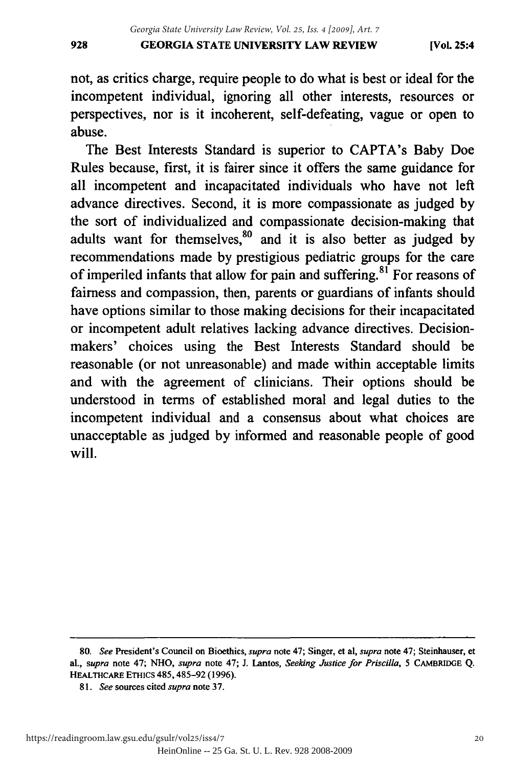not, as critics charge, require people to do what is best or ideal for the incompetent individual, ignoring all other interests, resources or perspectives, nor is it incoherent, self-defeating, vague or open to abuse.

The Best Interests Standard is superior to CAPTA's Baby Doe Rules because, first, it is fairer since it offers the same guidance for all incompetent and incapacitated individuals who have not left advance directives. Second, it is more compassionate as judged by the sort of individualized and compassionate decision-making that adults want for themselves,[80] and it is also better as judged by recommendations made by prestigious pediatric groups for the care of imperiled infants that allow for pain and suffering.[81] For reasons of fairness and compassion, then, parents or guardians of infants should have options similar to those making decisions for their incapacitated or incompetent adult relatives lacking advance directives. Decision-makers' choices using the Best Interests Standard should be reasonable (or not unreasonable) and made within acceptable limits and with the agreement of clinicians. Their options should be understood in terms of established moral and legal duties to the incompetent individual and a consensus about what choices are unacceptable as judged by informed and reasonable people of good will.

---

80. *See* President's Council on Bioethics, *supra* note 47; Singer, et al, *supra* note 47; Steinhauser, et al., *supra* note 47; NHO, *supra* note 47; J. Lantos, *Seeking Justice for Priscilla*, 5 CAMBRIDGE Q. HEALTHCARE ETHICS 485, 485–92 (1996).

81. *See* sources cited *supra* note 37.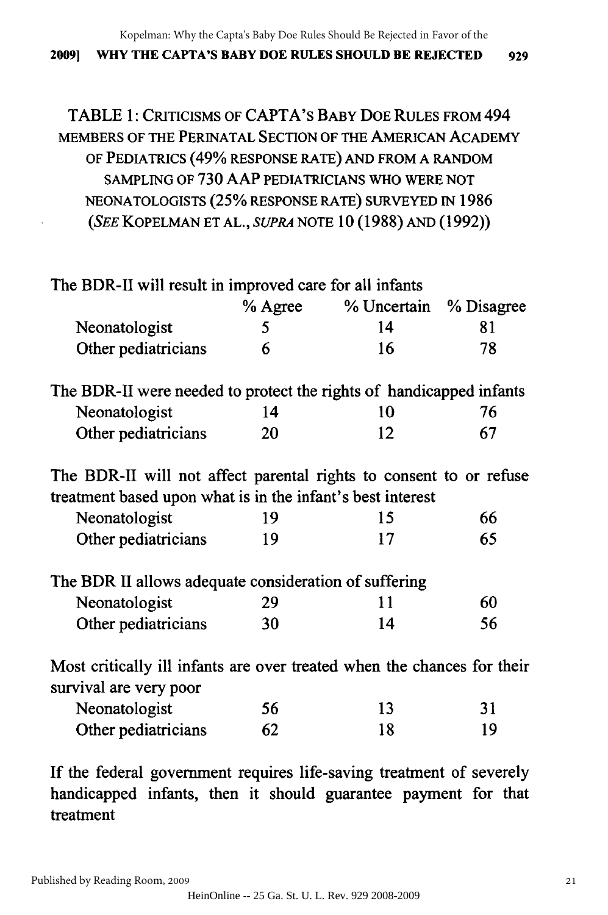TABLE 1: CRITICISMS OF CAPTA'S BABY DOE RULES FROM 494 MEMBERS OF THE PERINATAL SECTION OF THE AMERICAN ACADEMY OF PEDIATRICS (49% RESPONSE RATE) AND FROM A RANDOM SAMPLING OF 730 AAP PEDIATRICIANS WHO WERE NOT NEONATOLOGISTS (25% RESPONSE RATE) SURVEYED IN 1986 (*SEE* KOPELMAN ET AL., *SUPRA* NOTE 10 (1988) AND (1992))

| | % Agree | % Uncertain | % Disagree |
|---|---|---|---|
| **The BDR-II will result in improved care for all infants** | | | |
| Neonatologist | 5 | 14 | 81 |
| Other pediatricians | 6 | 16 | 78 |
| **The BDR-II were needed to protect the rights of handicapped infants** | | | |
| Neonatologist | 14 | 10 | 76 |
| Other pediatricians | 20 | 12 | 67 |
| **The BDR-II will not affect parental rights to consent to or refuse treatment based upon what is in the infant's best interest** | | | |
| Neonatologist | 19 | 15 | 66 |
| Other pediatricians | 19 | 17 | 65 |
| **The BDR II allows adequate consideration of suffering** | | | |
| Neonatologist | 29 | 11 | 60 |
| Other pediatricians | 30 | 14 | 56 |
| **Most critically ill infants are over treated when the chances for their survival are very poor** | | | |
| Neonatologist | 56 | 13 | 31 |
| Other pediatricians | 62 | 18 | 19 |
| **If the federal government requires life-saving treatment of severely handicapped infants, then it should guarantee payment for that treatment** | | | |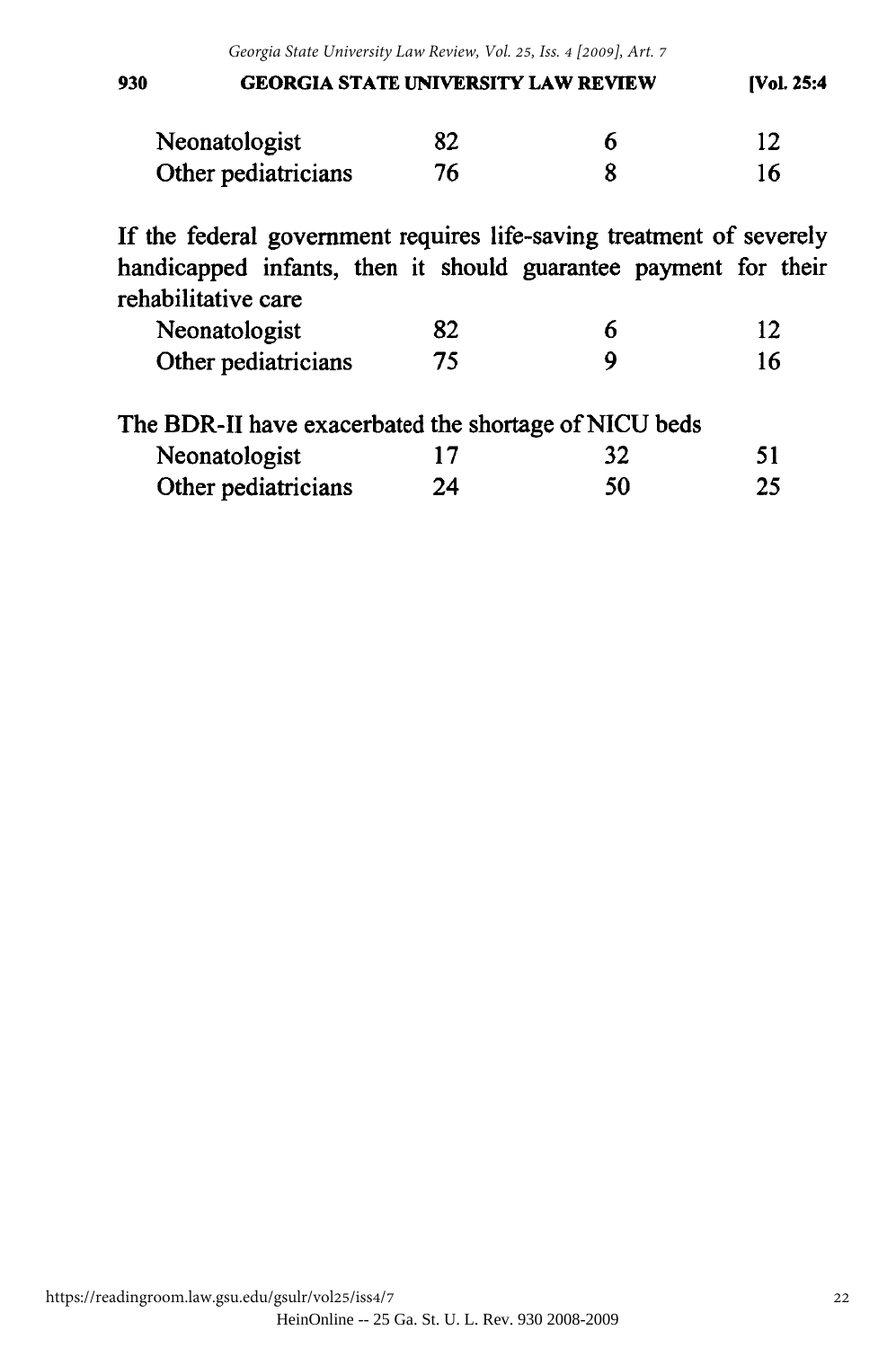| | | | |
|---|---|---|---|
| Neonatologist | 82 | 6 | 12 |
| Other pediatricians | 76 | 8 | 16 |
| **If the federal government requires life-saving treatment of severely handicapped infants, then it should guarantee payment for their rehabilitative care** | | | |
| Neonatologist | 82 | 6 | 12 |
| Other pediatricians | 75 | 9 | 16 |
| **The BDR-II have exacerbated the shortage of NICU beds** | | | |
| Neonatologist | 17 | 32 | 51 |
| Other pediatricians | 24 | 50 | 25 |